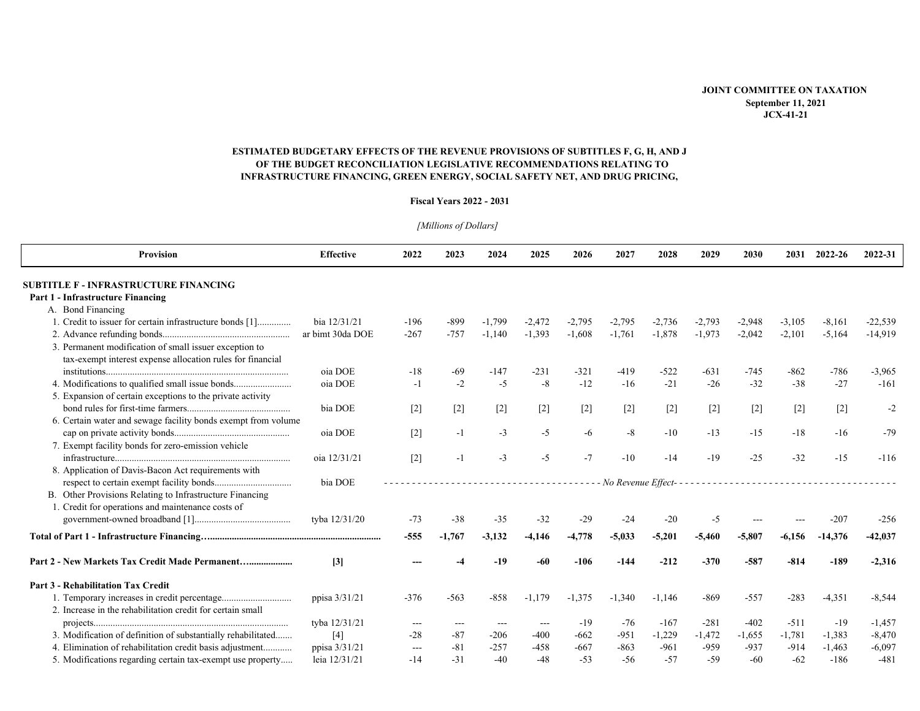JOINT COMMITTEE ON TAXATION
September 11, 2021
JCX-41-21

## ESTIMATED BUDGETARY EFFECTS OF THE REVENUE PROVISIONS OF SUBTITLES F, G, H, AND J OF THE BUDGET RECONCILIATION LEGISLATIVE RECOMMENDATIONS RELATING TO INFRASTRUCTURE FINANCING, GREEN ENERGY, SOCIAL SAFETY NET, AND DRUG PRICING,

**Fiscal Years 2022 - 2031**

*[Millions of Dollars]*

| Provision | Effective | 2022 | 2023 | 2024 | 2025 | 2026 | 2027 | 2028 | 2029 | 2030 | 2031 | 2022-26 | 2022-31 |
|---|---|---|---|---|---|---|---|---|---|---|---|---|---|
| **SUBTITLE F - INFRASTRUCTURE FINANCING** | | | | | | | | | | | | | |
| **Part 1 - Infrastructure Financing** | | | | | | | | | | | | | |
| A. Bond Financing | | | | | | | | | | | | | |
| 1. Credit to issuer for certain infrastructure bonds [1]............. | bia 12/31/21 | -196 | -899 | -1,799 | -2,472 | -2,795 | -2,795 | -2,736 | -2,793 | -2,948 | -3,105 | -8,161 | -22,539 |
| 2. Advance refunding bonds.................................................... | ar bimt 30da DOE | -267 | -757 | -1,140 | -1,393 | -1,608 | -1,761 | -1,878 | -1,973 | -2,042 | -2,101 | -5,164 | -14,919 |
| 3. Permanent modification of small issuer exception to tax-exempt interest expense allocation rules for financial institutions........................................................................... | oia DOE | -18 | -69 | -147 | -231 | -321 | -419 | -522 | -631 | -745 | -862 | -786 | -3,965 |
| 4. Modifications to qualified small issue bonds........................ | oia DOE | -1 | -2 | -5 | -8 | -12 | -16 | -21 | -26 | -32 | -38 | -27 | -161 |
| 5. Expansion of certain exceptions to the private activity bond rules for first-time farmers........................................... | bia DOE | [2] | [2] | [2] | [2] | [2] | [2] | [2] | [2] | [2] | [2] | [2] | -2 |
| 6. Certain water and sewage facility bonds exempt from volume cap on private activity bonds................................................ | oia DOE | [2] | -1 | -3 | -5 | -6 | -8 | -10 | -13 | -15 | -18 | -16 | -79 |
| 7. Exempt facility bonds for zero-emission vehicle infrastructure......................................................................... | oia 12/31/21 | [2] | -1 | -3 | -5 | -7 | -10 | -14 | -19 | -25 | -32 | -15 | -116 |
| 8. Application of Davis-Bacon Act requirements with respect to certain exempt facility bonds................................ | bia DOE | *No Revenue Effect* | | | | | | | | | | | |
| B. Other Provisions Relating to Infrastructure Financing | | | | | | | | | | | | | |
| 1. Credit for operations and maintenance costs of government-owned broadband [1]........................................ | tyba 12/31/20 | -73 | -38 | -35 | -32 | -29 | -24 | -20 | -5 | --- | --- | -207 | -256 |
| **Total of Part 1 - Infrastructure Financing**......................................................................... | | **-555** | **-1,767** | **-3,132** | **-4,146** | **-4,778** | **-5,033** | **-5,201** | **-5,460** | **-5,807** | **-6,156** | **-14,376** | **-42,037** |
| **Part 2 - New Markets Tax Credit Made Permanent**…................. | **[3]** | **---** | **-4** | **-19** | **-60** | **-106** | **-144** | **-212** | **-370** | **-587** | **-814** | **-189** | **-2,316** |
| **Part 3 - Rehabilitation Tax Credit** | | | | | | | | | | | | | |
| 1. Temporary increases in credit percentage............................ | ppisa 3/31/21 | -376 | -563 | -858 | -1,179 | -1,375 | -1,340 | -1,146 | -869 | -557 | -283 | -4,351 | -8,544 |
| 2. Increase in the rehabilitation credit for certain small projects................................................................................. | tyba 12/31/21 | --- | --- | --- | --- | -19 | -76 | -167 | -281 | -402 | -511 | -19 | -1,457 |
| 3. Modification of definition of substantially rehabilitated....... | [4] | -28 | -87 | -206 | -400 | -662 | -951 | -1,229 | -1,472 | -1,655 | -1,781 | -1,383 | -8,470 |
| 4. Elimination of rehabilitation credit basis adjustment........... | ppisa 3/31/21 | --- | -81 | -257 | -458 | -667 | -863 | -961 | -959 | -937 | -914 | -1,463 | -6,097 |
| 5. Modifications regarding certain tax-exempt use property..... | leia 12/31/21 | -14 | -31 | -40 | -48 | -53 | -56 | -57 | -59 | -60 | -62 | -186 | -481 |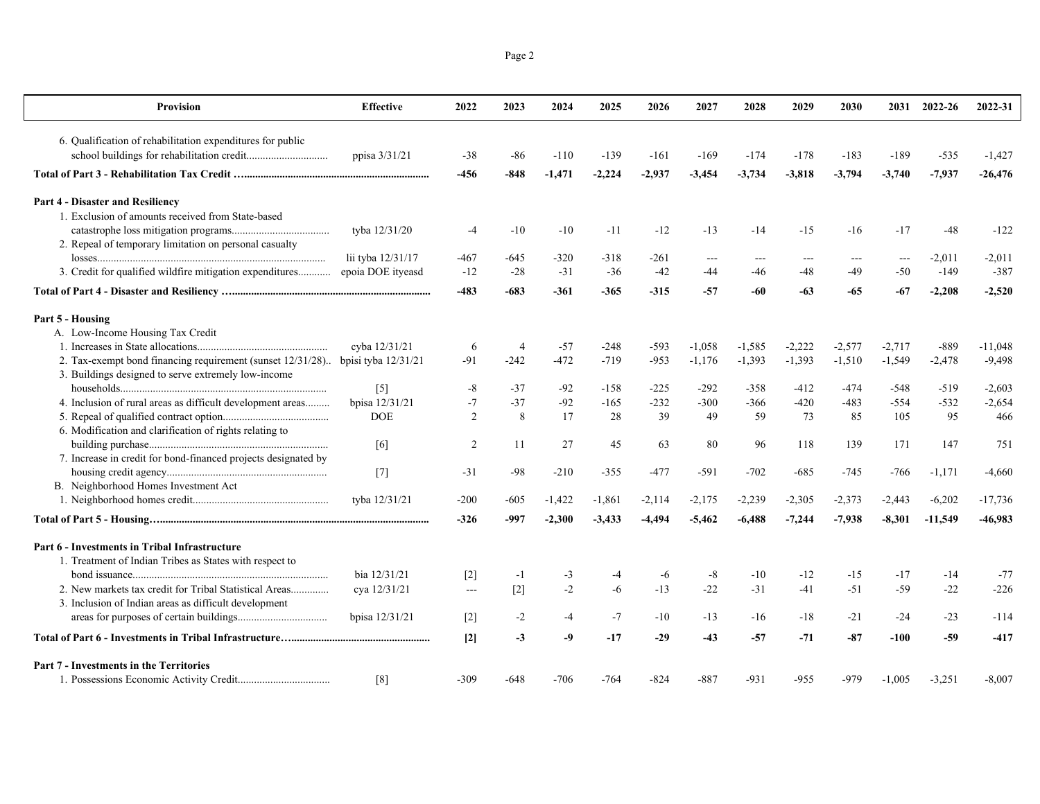| Provision | Effective | 2022 | 2023 | 2024 | 2025 | 2026 | 2027 | 2028 | 2029 | 2030 | 2031 | 2022-26 | 2022-31 |
|---|---|---|---|---|---|---|---|---|---|---|---|---|---|
| 6. Qualification of rehabilitation expenditures for public school buildings for rehabilitation credit............................. | ppisa 3/31/21 | -38 | -86 | -110 | -139 | -161 | -169 | -174 | -178 | -183 | -189 | -535 | -1,427 |
| **Total of Part 3 - Rehabilitation Tax Credit ....................................................................** | | **-456** | **-848** | **-1,471** | **-2,224** | **-2,937** | **-3,454** | **-3,734** | **-3,818** | **-3,794** | **-3,740** | **-7,937** | **-26,476** |
| **Part 4 - Disaster and Resiliency** | | | | | | | | | | | | | |
| 1. Exclusion of amounts received from State-based catastrophe loss mitigation programs................................... | tyba 12/31/20 | -4 | -10 | -10 | -11 | -12 | -13 | -14 | -15 | -16 | -17 | -48 | -122 |
| 2. Repeal of temporary limitation on personal casualty losses................................................................................... | lii tyba 12/31/17 | -467 | -645 | -320 | -318 | -261 | --- | --- | --- | --- | --- | -2,011 | -2,011 |
| 3. Credit for qualified wildfire mitigation expenditures............ | epoia DOE ityeasd | -12 | -28 | -31 | -36 | -42 | -44 | -46 | -48 | -49 | -50 | -149 | -387 |
| **Total of Part 4 - Disaster and Resiliency ........................................................................** | | **-483** | **-683** | **-361** | **-365** | **-315** | **-57** | **-60** | **-63** | **-65** | **-67** | **-2,208** | **-2,520** |
| **Part 5 - Housing** | | | | | | | | | | | | | |
| A. Low-Income Housing Tax Credit | | | | | | | | | | | | | |
| 1. Increases in State allocations............................................... | cyba 12/31/21 | 6 | 4 | -57 | -248 | -593 | -1,058 | -1,585 | -2,222 | -2,577 | -2,717 | -889 | -11,048 |
| 2. Tax-exempt bond financing requirement (sunset 12/31/28).. | bpisi tyba 12/31/21 | -91 | -242 | -472 | -719 | -953 | -1,176 | -1,393 | -1,393 | -1,510 | -1,549 | -2,478 | -9,498 |
| 3. Buildings designed to serve extremely low-income households........................................................................... | [5] | -8 | -37 | -92 | -158 | -225 | -292 | -358 | -412 | -474 | -548 | -519 | -2,603 |
| 4. Inclusion of rural areas as difficult development areas......... | bpisa 12/31/21 | -7 | -37 | -92 | -165 | -232 | -300 | -366 | -420 | -483 | -554 | -532 | -2,654 |
| 5. Repeal of qualified contract option...................................... | DOE | 2 | 8 | 17 | 28 | 39 | 49 | 59 | 73 | 85 | 105 | 95 | 466 |
| 6. Modification and clarification of rights relating to building purchase................................................................. | [6] | 2 | 11 | 27 | 45 | 63 | 80 | 96 | 118 | 139 | 171 | 147 | 751 |
| 7. Increase in credit for bond-financed projects designated by housing credit agency.......................................................... | [7] | -31 | -98 | -210 | -355 | -477 | -591 | -702 | -685 | -745 | -766 | -1,171 | -4,660 |
| B. Neighborhood Homes Investment Act | | | | | | | | | | | | | |
| 1. Neighborhood homes credit................................................. | tyba 12/31/21 | -200 | -605 | -1,422 | -1,861 | -2,114 | -2,175 | -2,239 | -2,305 | -2,373 | -2,443 | -6,202 | -17,736 |
| **Total of Part 5 - Housing.................................................................................................** | | **-326** | **-997** | **-2,300** | **-3,433** | **-4,494** | **-5,462** | **-6,488** | **-7,244** | **-7,938** | **-8,301** | **-11,549** | **-46,983** |
| **Part 6 - Investments in Tribal Infrastructure** | | | | | | | | | | | | | |
| 1. Treatment of Indian Tribes as States with respect to bond issuance....................................................................... | bia 12/31/21 | [2] | -1 | -3 | -4 | -6 | -8 | -10 | -12 | -15 | -17 | -14 | -77 |
| 2. New markets tax credit for Tribal Statistical Areas.............. | cya 12/31/21 | --- | [2] | -2 | -6 | -13 | -22 | -31 | -41 | -51 | -59 | -22 | -226 |
| 3. Inclusion of Indian areas as difficult development areas for purposes of certain buildings................................ | bpisa 12/31/21 | [2] | -2 | -4 | -7 | -10 | -13 | -16 | -18 | -21 | -24 | -23 | -114 |
| **Total of Part 6 - Investments in Tribal Infrastructure....................................................** | | **[2]** | **-3** | **-9** | **-17** | **-29** | **-43** | **-57** | **-71** | **-87** | **-100** | **-59** | **-417** |
| **Part 7 - Investments in the Territories** | | | | | | | | | | | | | |
| 1. Possessions Economic Activity Credit................................. | [8] | -309 | -648 | -706 | -764 | -824 | -887 | -931 | -955 | -979 | -1,005 | -3,251 | -8,007 |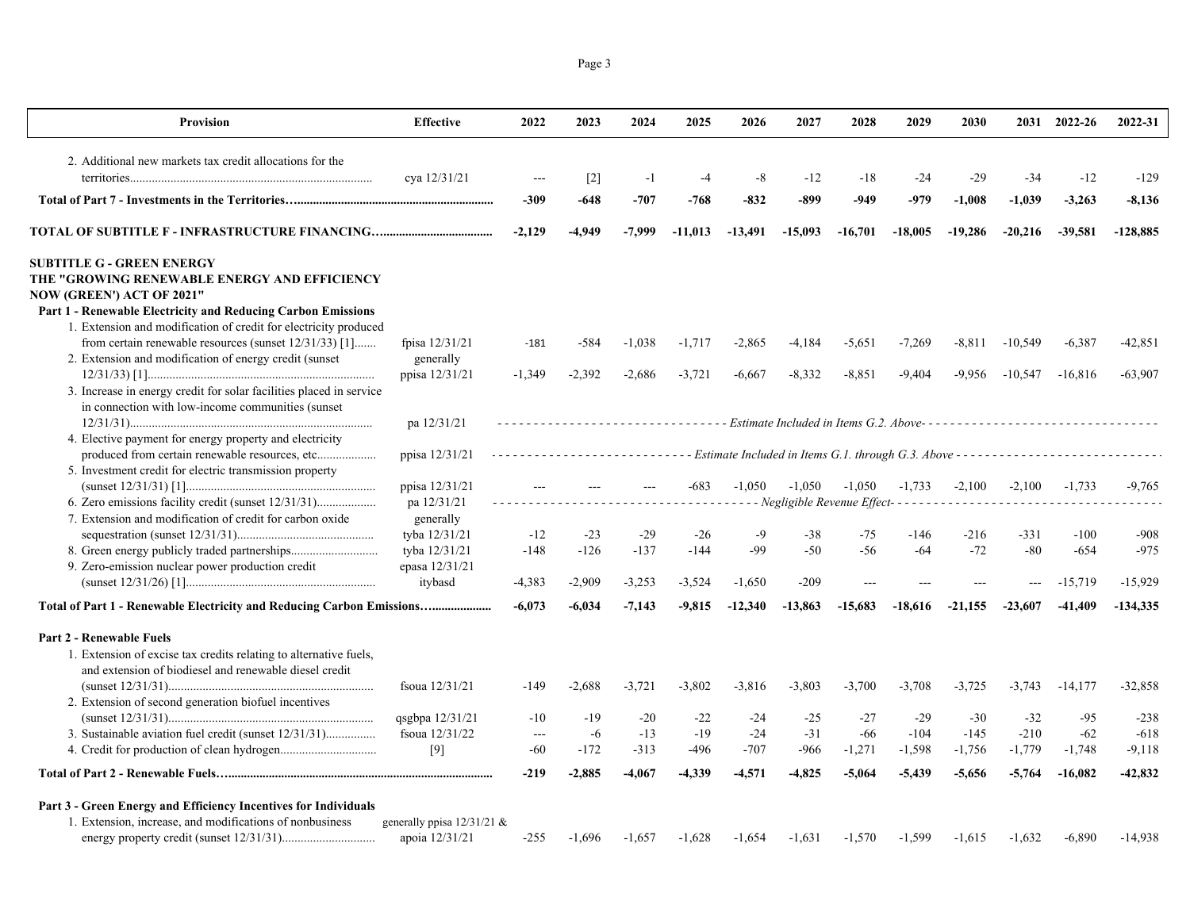| Provision | Effective | 2022 | 2023 | 2024 | 2025 | 2026 | 2027 | 2028 | 2029 | 2030 | 2031 | 2022-26 | 2022-31 |
|---|---|---|---|---|---|---|---|---|---|---|---|---|---|
| 2. Additional new markets tax credit allocations for the territories | cya 12/31/21 | --- | [2] | -1 | -4 | -8 | -12 | -18 | -24 | -29 | -34 | -12 | -129 |
| **Total of Part 7 - Investments in the Territories** | | **-309** | **-648** | **-707** | **-768** | **-832** | **-899** | **-949** | **-979** | **-1,008** | **-1,039** | **-3,263** | **-8,136** |
| **TOTAL OF SUBTITLE F - INFRASTRUCTURE FINANCING** | | **-2,129** | **-4,949** | **-7,999** | **-11,013** | **-13,491** | **-15,093** | **-16,701** | **-18,005** | **-19,286** | **-20,216** | **-39,581** | **-128,885** |
| **SUBTITLE G - GREEN ENERGY THE "GROWING RENEWABLE ENERGY AND EFFICIENCY NOW (GREEN') ACT OF 2021"** | | | | | | | | | | | | | |
| **Part 1 - Renewable Electricity and Reducing Carbon Emissions** | | | | | | | | | | | | | |
| 1. Extension and modification of credit for electricity produced from certain renewable resources (sunset 12/31/33) [1] | fpisa 12/31/21 | -181 | -584 | -1,038 | -1,717 | -2,865 | -4,184 | -5,651 | -7,269 | -8,811 | -10,549 | -6,387 | -42,851 |
| 2. Extension and modification of energy credit (sunset 12/31/33) [1] | generally ppisa 12/31/21 | -1,349 | -2,392 | -2,686 | -3,721 | -6,667 | -8,332 | -8,851 | -9,404 | -9,956 | -10,547 | -16,816 | -63,907 |
| 3. Increase in energy credit for solar facilities placed in service in connection with low-income communities (sunset 12/31/31) | pa 12/31/21 | *Estimate Included in Items G.2. Above* | | | | | | | | | | | |
| 4. Elective payment for energy property and electricity produced from certain renewable resources, etc. | ppisa 12/31/21 | *Estimate Included in Items G.1. through G.3. Above* | | | | | | | | | | | |
| 5. Investment credit for electric transmission property (sunset 12/31/31) [1] | ppisa 12/31/21 | --- | --- | --- | -683 | -1,050 | -1,050 | -1,050 | -1,733 | -2,100 | -2,100 | -1,733 | -9,765 |
| 6. Zero emissions facility credit (sunset 12/31/31) | pa 12/31/21 | *Negligible Revenue Effect* | | | | | | | | | | | |
| 7. Extension and modification of credit for carbon oxide sequestration (sunset 12/31/31) | generally tyba 12/31/21 | -12 | -23 | -29 | -26 | -9 | -38 | -75 | -146 | -216 | -331 | -100 | -908 |
| 8. Green energy publicly traded partnerships | tyba 12/31/21 | -148 | -126 | -137 | -144 | -99 | -50 | -56 | -64 | -72 | -80 | -654 | -975 |
| 9. Zero-emission nuclear power production credit (sunset 12/31/26) [1] | epasa 12/31/21 itybasd | -4,383 | -2,909 | -3,253 | -3,524 | -1,650 | -209 | --- | --- | --- | --- | -15,719 | -15,929 |
| **Total of Part 1 - Renewable Electricity and Reducing Carbon Emissions** | | **-6,073** | **-6,034** | **-7,143** | **-9,815** | **-12,340** | **-13,863** | **-15,683** | **-18,616** | **-21,155** | **-23,607** | **-41,409** | **-134,335** |
| **Part 2 - Renewable Fuels** | | | | | | | | | | | | | |
| 1. Extension of excise tax credits relating to alternative fuels, and extension of biodiesel and renewable diesel credit (sunset 12/31/31) | fsoua 12/31/21 | -149 | -2,688 | -3,721 | -3,802 | -3,816 | -3,803 | -3,700 | -3,708 | -3,725 | -3,743 | -14,177 | -32,858 |
| 2. Extension of second generation biofuel incentives (sunset 12/31/31) | qsgbpa 12/31/21 | -10 | -19 | -20 | -22 | -24 | -25 | -27 | -29 | -30 | -32 | -95 | -238 |
| 3. Sustainable aviation fuel credit (sunset 12/31/31) | fsoua 12/31/22 | --- | -6 | -13 | -19 | -24 | -31 | -66 | -104 | -145 | -210 | -62 | -618 |
| 4. Credit for production of clean hydrogen | [9] | -60 | -172 | -313 | -496 | -707 | -966 | -1,271 | -1,598 | -1,756 | -1,779 | -1,748 | -9,118 |
| **Total of Part 2 - Renewable Fuels** | | **-219** | **-2,885** | **-4,067** | **-4,339** | **-4,571** | **-4,825** | **-5,064** | **-5,439** | **-5,656** | **-5,764** | **-16,082** | **-42,832** |
| **Part 3 - Green Energy and Efficiency Incentives for Individuals** | | | | | | | | | | | | | |
| 1. Extension, increase, and modifications of nonbusiness energy property credit (sunset 12/31/31) | generally ppisa 12/31/21 & apoia 12/31/21 | -255 | -1,696 | -1,657 | -1,628 | -1,654 | -1,631 | -1,570 | -1,599 | -1,615 | -1,632 | -6,890 | -14,938 |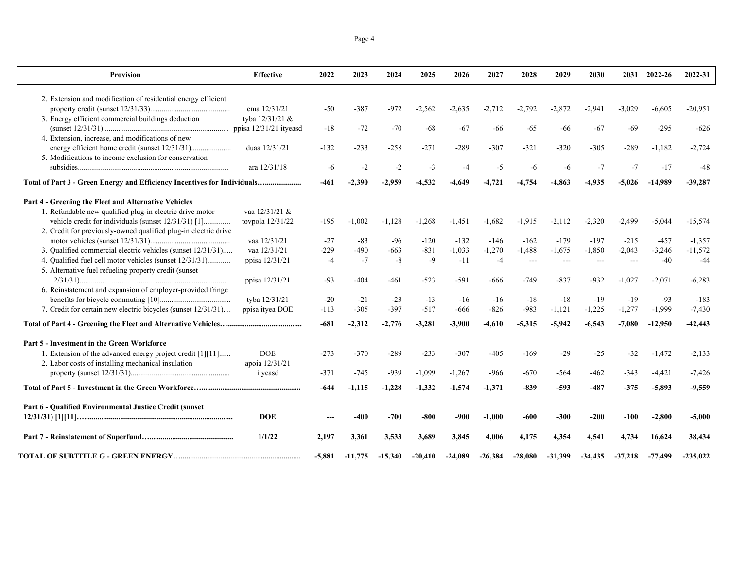| Provision | Effective | 2022 | 2023 | 2024 | 2025 | 2026 | 2027 | 2028 | 2029 | 2030 | 2031 | 2022-26 | 2022-31 |
|---|---|---|---|---|---|---|---|---|---|---|---|---|---|
| 2. Extension and modification of residential energy efficient property credit (sunset 12/31/33)......................................... | ema 12/31/21 | -50 | -387 | -972 | -2,562 | -2,635 | -2,712 | -2,792 | -2,872 | -2,941 | -3,029 | -6,605 | -20,951 |
| 3. Energy efficient commercial buildings deduction (sunset 12/31/31)................................................................ | tyba 12/31/21 & ppisa 12/31/21 ityeasd | -18 | -72 | -70 | -68 | -67 | -66 | -65 | -66 | -67 | -69 | -295 | -626 |
| 4. Extension, increase, and modifications of new energy efficient home credit (sunset 12/31/31).................... | duaa 12/31/21 | -132 | -233 | -258 | -271 | -289 | -307 | -321 | -320 | -305 | -289 | -1,182 | -2,724 |
| 5. Modifications to income exclusion for conservation subsidies.............................................................................. | ara 12/31/18 | -6 | -2 | -2 | -3 | -4 | -5 | -6 | -6 | -7 | -7 | -17 | -48 |
| **Total of Part 3 - Green Energy and Efficiency Incentives for Individuals…...................** | | **-461** | **-2,390** | **-2,959** | **-4,532** | **-4,649** | **-4,721** | **-4,754** | **-4,863** | **-4,935** | **-5,026** | **-14,989** | **-39,287** |
| **Part 4 - Greening the Fleet and Alternative Vehicles** | | | | | | | | | | | | | |
| 1. Refundable new qualified plug-in electric drive motor vehicle credit for individuals (sunset 12/31/31) [1]............. | vaa 12/31/21 & tovpola 12/31/22 | -195 | -1,002 | -1,128 | -1,268 | -1,451 | -1,682 | -1,915 | -2,112 | -2,320 | -2,499 | -5,044 | -15,574 |
| 2. Credit for previously-owned qualified plug-in electric drive motor vehicles (sunset 12/31/31).......................................... | vaa 12/31/21 | -27 | -83 | -96 | -120 | -132 | -146 | -162 | -179 | -197 | -215 | -457 | -1,357 |
| 3. Qualified commercial electric vehicles (sunset 12/31/31)..... | vaa 12/31/21 | -229 | -490 | -663 | -831 | -1,033 | -1,270 | -1,488 | -1,675 | -1,850 | -2,043 | -3,246 | -11,572 |
| 4. Qualified fuel cell motor vehicles (sunset 12/31/31)........... | ppisa 12/31/21 | -4 | -7 | -8 | -9 | -11 | -4 | --- | --- | --- | --- | -40 | -44 |
| 5. Alternative fuel refueling property credit (sunset 12/31/31)............................................................................ | ppisa 12/31/21 | -93 | -404 | -461 | -523 | -591 | -666 | -749 | -837 | -932 | -1,027 | -2,071 | -6,283 |
| 6. Reinstatement and expansion of employer-provided fringe benefits for bicycle commuting [10].................................... | tyba 12/31/21 | -20 | -21 | -23 | -13 | -16 | -16 | -18 | -18 | -19 | -19 | -93 | -183 |
| 7. Credit for certain new electric bicycles (sunset 12/31/31).... | ppisa ityea DOE | -113 | -305 | -397 | -517 | -666 | -826 | -983 | -1,121 | -1,225 | -1,277 | -1,999 | -7,430 |
| **Total of Part 4 - Greening the Fleet and Alternative Vehicles…......................................** | | **-681** | **-2,312** | **-2,776** | **-3,281** | **-3,900** | **-4,610** | **-5,315** | **-5,942** | **-6,543** | **-7,080** | **-12,950** | **-42,443** |
| **Part 5 - Investment in the Green Workforce** | | | | | | | | | | | | | |
| 1. Extension of the advanced energy project credit [1][11]...... | DOE | -273 | -370 | -289 | -233 | -307 | -405 | -169 | -29 | -25 | -32 | -1,472 | -2,133 |
| 2. Labor costs of installing mechanical insulation property (sunset 12/31/31)................................................... | apoia 12/31/21 ityeasd | -371 | -745 | -939 | -1,099 | -1,267 | -966 | -670 | -564 | -462 | -343 | -4,421 | -7,426 |
| **Total of Part 5 - Investment in the Green Workforce…...................................................** | | **-644** | **-1,115** | **-1,228** | **-1,332** | **-1,574** | **-1,371** | **-839** | **-593** | **-487** | **-375** | **-5,893** | **-9,559** |
| **Part 6 - Qualified Environmental Justice Credit (sunset 12/31/31) [1][11]…............................................................................** | **DOE** | **---** | **-400** | **-700** | **-800** | **-900** | **-1,000** | **-600** | **-300** | **-200** | **-100** | **-2,800** | **-5,000** |
| **Part 7 - Reinstatement of Superfund…............................................** | **1/1/22** | **2,197** | **3,361** | **3,533** | **3,689** | **3,845** | **4,006** | **4,175** | **4,354** | **4,541** | **4,734** | **16,624** | **38,434** |
| **TOTAL OF SUBTITLE G - GREEN ENERGY….............................................................** | | **-5,881** | **-11,775** | **-15,340** | **-20,410** | **-24,089** | **-26,384** | **-28,080** | **-31,399** | **-34,435** | **-37,218** | **-77,499** | **-235,022** |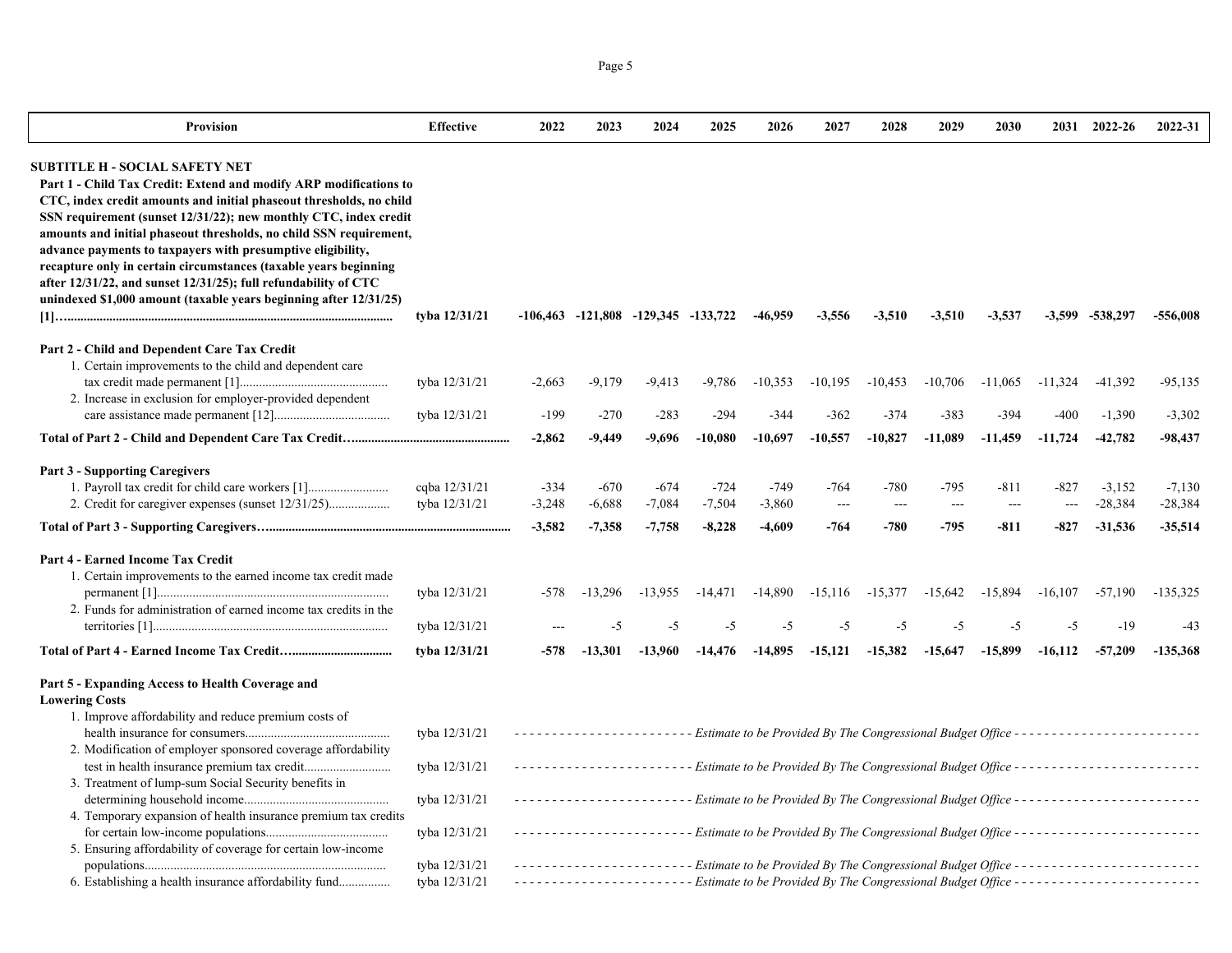| Provision | Effective | 2022 | 2023 | 2024 | 2025 | 2026 | 2027 | 2028 | 2029 | 2030 | 2031 | 2022-26 | 2022-31 |
|---|---|---|---|---|---|---|---|---|---|---|---|---|---|
| **SUBTITLE H - SOCIAL SAFETY NET** | | | | | | | | | | | | | |
| **Part 1 - Child Tax Credit: Extend and modify ARP modifications to CTC, index credit amounts and initial phaseout thresholds, no child SSN requirement (sunset 12/31/22); new monthly CTC, index credit amounts and initial phaseout thresholds, no child SSN requirement, advance payments to taxpayers with presumptive eligibility, recapture only in certain circumstances (taxable years beginning after 12/31/22, and sunset 12/31/25); full refundability of CTC unindexed $1,000 amount (taxable years beginning after 12/31/25) [1]......** | tyba 12/31/21 | **-106,463** | **-121,808** | **-129,345** | **-133,722** | **-46,959** | **-3,556** | **-3,510** | **-3,510** | **-3,537** | **-3,599** | **-538,297** | **-556,008** |
| **Part 2 - Child and Dependent Care Tax Credit** | | | | | | | | | | | | | |
| 1. Certain improvements to the child and dependent care tax credit made permanent [1]...... | tyba 12/31/21 | -2,663 | -9,179 | -9,413 | -9,786 | -10,353 | -10,195 | -10,453 | -10,706 | -11,065 | -11,324 | -41,392 | -95,135 |
| 2. Increase in exclusion for employer-provided dependent care assistance made permanent [12]...... | tyba 12/31/21 | -199 | -270 | -283 | -294 | -344 | -362 | -374 | -383 | -394 | -400 | -1,390 | -3,302 |
| **Total of Part 2 - Child and Dependent Care Tax Credit......** | | **-2,862** | **-9,449** | **-9,696** | **-10,080** | **-10,697** | **-10,557** | **-10,827** | **-11,089** | **-11,459** | **-11,724** | **-42,782** | **-98,437** |
| **Part 3 - Supporting Caregivers** | | | | | | | | | | | | | |
| 1. Payroll tax credit for child care workers [1]...... | cqba 12/31/21 | -334 | -670 | -674 | -724 | -749 | -764 | -780 | -795 | -811 | -827 | -3,152 | -7,130 |
| 2. Credit for caregiver expenses (sunset 12/31/25)...... | tyba 12/31/21 | -3,248 | -6,688 | -7,084 | -7,504 | -3,860 | --- | --- | --- | --- | --- | -28,384 | -28,384 |
| **Total of Part 3 - Supporting Caregivers......** | | **-3,582** | **-7,358** | **-7,758** | **-8,228** | **-4,609** | **-764** | **-780** | **-795** | **-811** | **-827** | **-31,536** | **-35,514** |
| **Part 4 - Earned Income Tax Credit** | | | | | | | | | | | | | |
| 1. Certain improvements to the earned income tax credit made permanent [1]...... | tyba 12/31/21 | -578 | -13,296 | -13,955 | -14,471 | -14,890 | -15,116 | -15,377 | -15,642 | -15,894 | -16,107 | -57,190 | -135,325 |
| 2. Funds for administration of earned income tax credits in the territories [1]...... | tyba 12/31/21 | --- | -5 | -5 | -5 | -5 | -5 | -5 | -5 | -5 | -5 | -19 | -43 |
| **Total of Part 4 - Earned Income Tax Credit......** | **tyba 12/31/21** | **-578** | **-13,301** | **-13,960** | **-14,476** | **-14,895** | **-15,121** | **-15,382** | **-15,647** | **-15,899** | **-16,112** | **-57,209** | **-135,368** |
| **Part 5 - Expanding Access to Health Coverage and Lowering Costs** | | | | | | | | | | | | | |
| 1. Improve affordability and reduce premium costs of health insurance for consumers...... | tyba 12/31/21 | *Estimate to be Provided By The Congressional Budget Office* | | | | | | | | | | | |
| 2. Modification of employer sponsored coverage affordability test in health insurance premium tax credit...... | tyba 12/31/21 | *Estimate to be Provided By The Congressional Budget Office* | | | | | | | | | | | |
| 3. Treatment of lump-sum Social Security benefits in determining household income...... | tyba 12/31/21 | *Estimate to be Provided By The Congressional Budget Office* | | | | | | | | | | | |
| 4. Temporary expansion of health insurance premium tax credits for certain low-income populations...... | tyba 12/31/21 | *Estimate to be Provided By The Congressional Budget Office* | | | | | | | | | | | |
| 5. Ensuring affordability of coverage for certain low-income populations...... | tyba 12/31/21 | *Estimate to be Provided By The Congressional Budget Office* | | | | | | | | | | | |
| 6. Establishing a health insurance affordability fund...... | tyba 12/31/21 | *Estimate to be Provided By The Congressional Budget Office* | | | | | | | | | | | |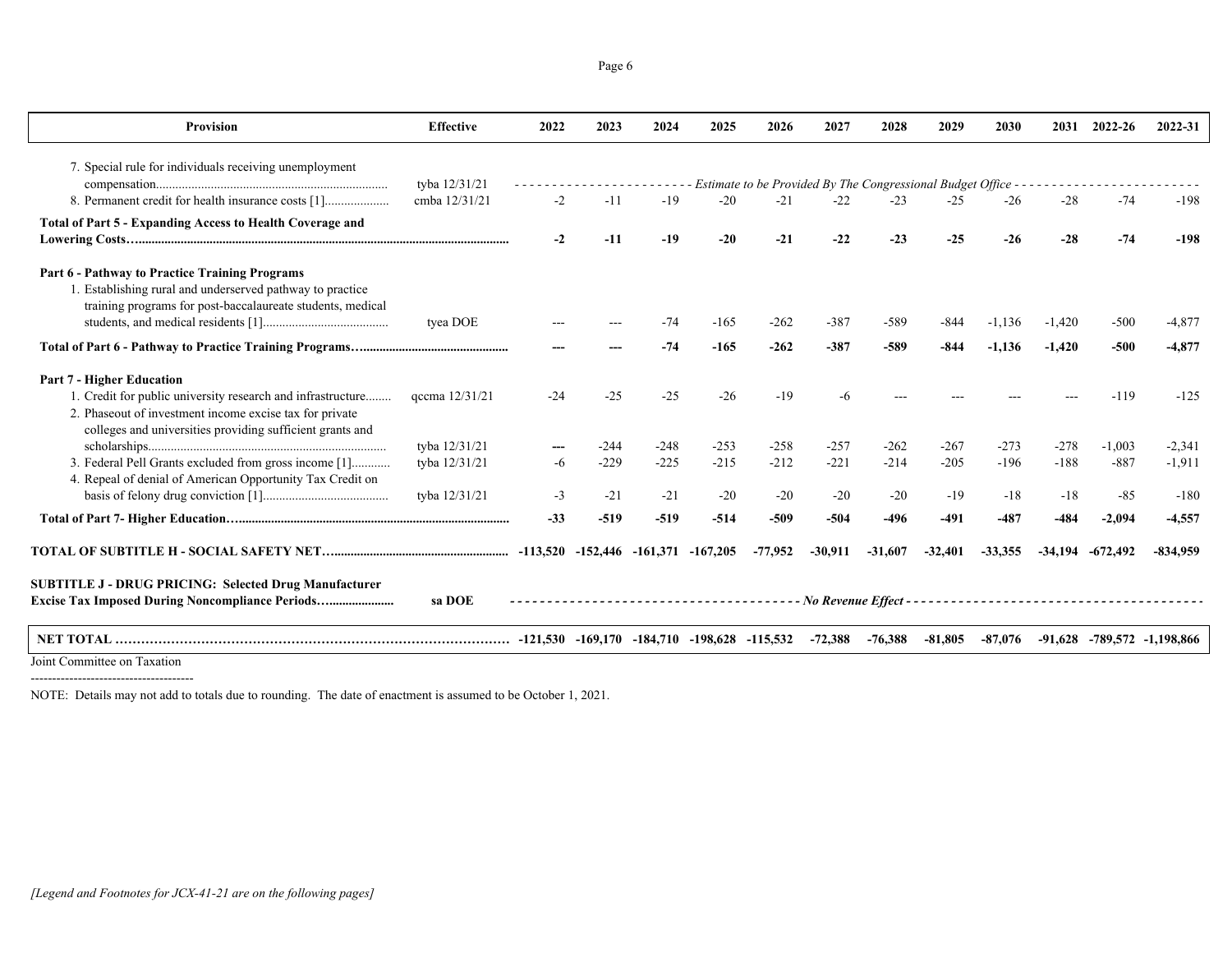| Provision | Effective | 2022 | 2023 | 2024 | 2025 | 2026 | 2027 | 2028 | 2029 | 2030 | 2031 | 2022-26 | 2022-31 |
|---|---|---|---|---|---|---|---|---|---|---|---|---|---|
| 7. Special rule for individuals receiving unemployment compensation...................................................................... | tyba 12/31/21 | - - - - - - - - - - - - - - - - - - - - - - - - Estimate to be Provided By The Congressional Budget Office - - - - - - - - - - - - - - - - - - - - - - - - - | | | | | | | | | | | |
| 8. Permanent credit for health insurance costs [1].................... | cmba 12/31/21 | -2 | -11 | -19 | -20 | -21 | -22 | -23 | -25 | -26 | -28 | -74 | -198 |
| **Total of Part 5 - Expanding Access to Health Coverage and Lowering Costs…................................................................................................................** | | **-2** | **-11** | **-19** | **-20** | **-21** | **-22** | **-23** | **-25** | **-26** | **-28** | **-74** | **-198** |
| **Part 6 - Pathway to Practice Training Programs** | | | | | | | | | | | | | |
| 1. Establishing rural and underserved pathway to practice training programs for post-baccalaureate students, medical students, and medical residents [1]...................................... | tyea DOE | --- | --- | -74 | -165 | -262 | -387 | -589 | -844 | -1,136 | -1,420 | -500 | -4,877 |
| **Total of Part 6 - Pathway to Practice Training Programs…..............................................** | | **---** | **---** | **-74** | **-165** | **-262** | **-387** | **-589** | **-844** | **-1,136** | **-1,420** | **-500** | **-4,877** |
| **Part 7 - Higher Education** | | | | | | | | | | | | | |
| 1. Credit for public university research and infrastructure........ | qccma 12/31/21 | -24 | -25 | -25 | -26 | -19 | -6 | --- | --- | --- | --- | -119 | -125 |
| 2. Phaseout of investment income excise tax for private colleges and universities providing sufficient grants and scholarships......................................................................... | tyba 12/31/21 | --- | -244 | -248 | -253 | -258 | -257 | -262 | -267 | -273 | -278 | -1,003 | -2,341 |
| 3. Federal Pell Grants excluded from gross income [1]........... | tyba 12/31/21 | -6 | -229 | -225 | -215 | -212 | -221 | -214 | -205 | -196 | -188 | -887 | -1,911 |
| 4. Repeal of denial of American Opportunity Tax Credit on basis of felony drug conviction [1]...................................... | tyba 12/31/21 | -3 | -21 | -21 | -20 | -20 | -20 | -20 | -19 | -18 | -18 | -85 | -180 |
| **Total of Part 7- Higher Education…...................................................................................** | | **-33** | **-519** | **-519** | **-514** | **-509** | **-504** | **-496** | **-491** | **-487** | **-484** | **-2,094** | **-4,557** |
| **TOTAL OF SUBTITLE H - SOCIAL SAFETY NET….......................................................** | | **-113,520** | **-152,446** | **-161,371** | **-167,205** | **-77,952** | **-30,911** | **-31,607** | **-32,401** | **-33,355** | **-34,194** | **-672,492** | **-834,959** |
| **SUBTITLE J - DRUG PRICING: Selected Drug Manufacturer Excise Tax Imposed During Noncompliance Periods…....................** | **sa DOE** | - - - - - - - - - - - - - - - - - - - - - - - - - - - - - - - - - - - - - - - No Revenue Effect - - - - - - - - - - - - - - - - - - - - - - - - - - - - - - - - - - - - - - - | | | | | | | | | | | |
| **NET TOTAL …………………………………………………………………………………** | | **-121,530** | **-169,170** | **-184,710** | **-198,628** | **-115,532** | **-72,388** | **-76,388** | **-81,805** | **-87,076** | **-91,628** | **-789,572** | **-1,198,866** |

Joint Committee on Taxation

---------------------------------------

NOTE: Details may not add to totals due to rounding. The date of enactment is assumed to be October 1, 2021.

*[Legend and Footnotes for JCX-41-21 are on the following pages]*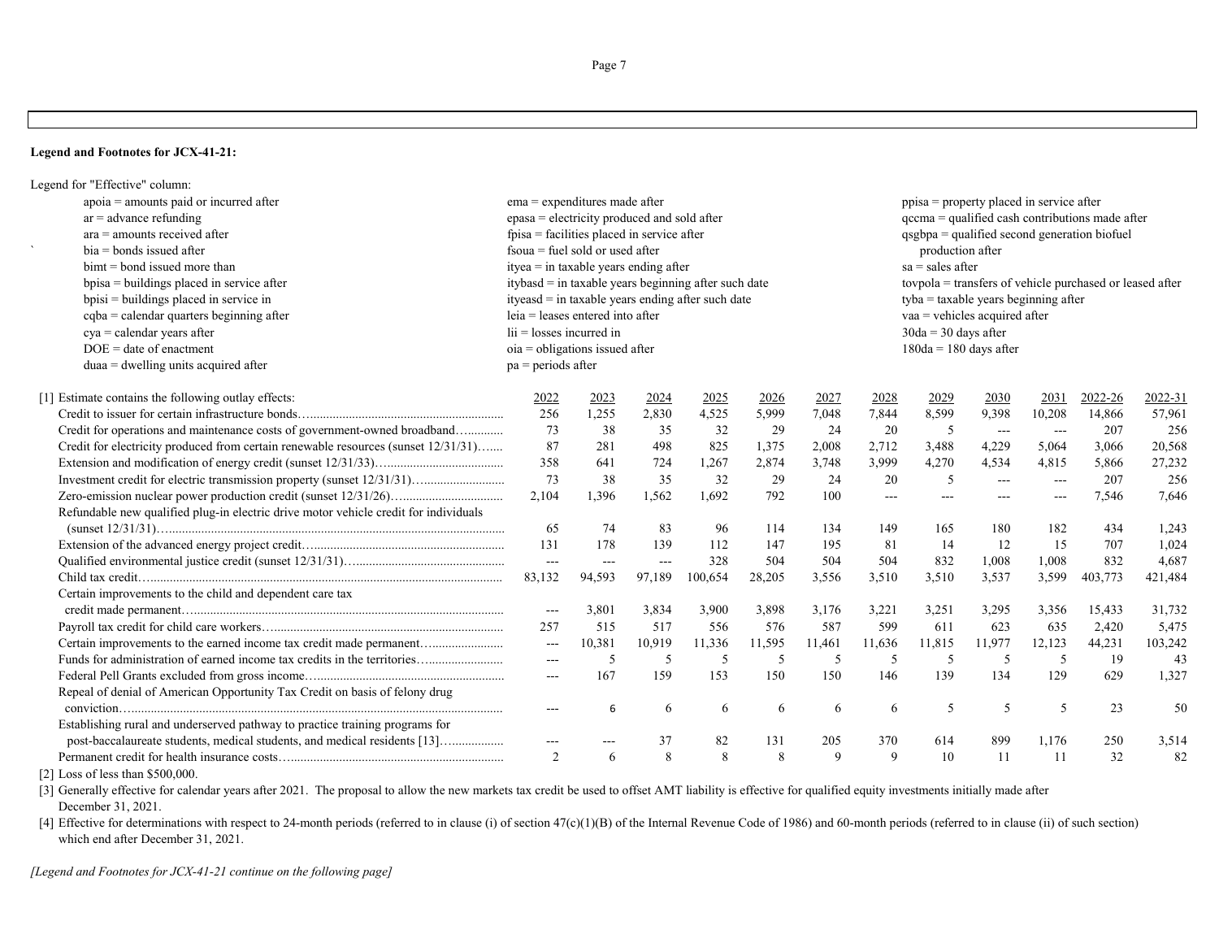**Legend and Footnotes for JCX-41-21:**

Legend for "Effective" column:

- apoia = amounts paid or incurred after
- ar = advance refunding
- ara = amounts received after
- bia = bonds issued after
- bimt = bond issued more than
- bpisa = buildings placed in service after
- bpisi = buildings placed in service in
- cqba = calendar quarters beginning after
- cya = calendar years after
- DOE = date of enactment
- duaa = dwelling units acquired after
- ema = expenditures made after
- epasa = electricity produced and sold after
- fpisa = facilities placed in service after
- fsoua = fuel sold or used after
- ityea = in taxable years ending after
- itybasd = in taxable years beginning after such date
- ityeasd = in taxable years ending after such date
- leia = leases entered into after
- lii = losses incurred in
- oia = obligations issued after
- pa = periods after
- ppisa = property placed in service after
- qccma = qualified cash contributions made after
- qsgbpa = qualified second generation biofuel production after
- sa = sales after
- tovpola = transfers of vehicle purchased or leased after
- tyba = taxable years beginning after
- vaa = vehicles acquired after
- 30da = 30 days after
- 180da = 180 days after

[1] Estimate contains the following outlay effects:

| | 2022 | 2023 | 2024 | 2025 | 2026 | 2027 | 2028 | 2029 | 2030 | 2031 | 2022-26 | 2022-31 |
|---|---|---|---|---|---|---|---|---|---|---|---|---|
| Credit to issuer for certain infrastructure bonds | 256 | 1,255 | 2,830 | 4,525 | 5,999 | 7,048 | 7,844 | 8,599 | 9,398 | 10,208 | 14,866 | 57,961 |
| Credit for operations and maintenance costs of government-owned broadband | 73 | 38 | 35 | 32 | 29 | 24 | 20 | 5 | --- | --- | 207 | 256 |
| Credit for electricity produced from certain renewable resources (sunset 12/31/31) | 87 | 281 | 498 | 825 | 1,375 | 2,008 | 2,712 | 3,488 | 4,229 | 5,064 | 3,066 | 20,568 |
| Extension and modification of energy credit (sunset 12/31/33) | 358 | 641 | 724 | 1,267 | 2,874 | 3,748 | 3,999 | 4,270 | 4,534 | 4,815 | 5,866 | 27,232 |
| Investment credit for electric transmission property (sunset 12/31/31) | 73 | 38 | 35 | 32 | 29 | 24 | 20 | 5 | --- | --- | 207 | 256 |
| Zero-emission nuclear power production credit (sunset 12/31/26) | 2,104 | 1,396 | 1,562 | 1,692 | 792 | 100 | --- | --- | --- | --- | 7,546 | 7,646 |
| Refundable new qualified plug-in electric drive motor vehicle credit for individuals (sunset 12/31/31) | 65 | 74 | 83 | 96 | 114 | 134 | 149 | 165 | 180 | 182 | 434 | 1,243 |
| Extension of the advanced energy project credit | 131 | 178 | 139 | 112 | 147 | 195 | 81 | 14 | 12 | 15 | 707 | 1,024 |
| Qualified environmental justice credit (sunset 12/31/31) | --- | --- | --- | 328 | 504 | 504 | 504 | 832 | 1,008 | 1,008 | 832 | 4,687 |
| Child tax credit | 83,132 | 94,593 | 97,189 | 100,654 | 28,205 | 3,556 | 3,510 | 3,510 | 3,537 | 3,599 | 403,773 | 421,484 |
| Certain improvements to the child and dependent care tax credit made permanent | --- | 3,801 | 3,834 | 3,900 | 3,898 | 3,176 | 3,221 | 3,251 | 3,295 | 3,356 | 15,433 | 31,732 |
| Payroll tax credit for child care workers | 257 | 515 | 517 | 556 | 576 | 587 | 599 | 611 | 623 | 635 | 2,420 | 5,475 |
| Certain improvements to the earned income tax credit made permanent | --- | 10,381 | 10,919 | 11,336 | 11,595 | 11,461 | 11,636 | 11,815 | 11,977 | 12,123 | 44,231 | 103,242 |
| Funds for administration of earned income tax credits in the territories | --- | 5 | 5 | 5 | 5 | 5 | 5 | 5 | 5 | 5 | 19 | 43 |
| Federal Pell Grants excluded from gross income | --- | 167 | 159 | 153 | 150 | 150 | 146 | 139 | 134 | 129 | 629 | 1,327 |
| Repeal of denial of American Opportunity Tax Credit on basis of felony drug conviction | --- | 6 | 6 | 6 | 6 | 6 | 6 | 5 | 5 | 5 | 23 | 50 |
| Establishing rural and underserved pathway to practice training programs for post-baccalaureate students, medical students, and medical residents [13] | --- | --- | 37 | 82 | 131 | 205 | 370 | 614 | 899 | 1,176 | 250 | 3,514 |
| Permanent credit for health insurance costs | 2 | 6 | 8 | 8 | 8 | 9 | 9 | 10 | 11 | 11 | 32 | 82 |

[2] Loss of less than $500,000.

[3] Generally effective for calendar years after 2021. The proposal to allow the new markets tax credit be used to offset AMT liability is effective for qualified equity investments initially made after December 31, 2021.

[4] Effective for determinations with respect to 24-month periods (referred to in clause (i) of section 47(c)(1)(B) of the Internal Revenue Code of 1986) and 60-month periods (referred to in clause (ii) of such section) which end after December 31, 2021.

*[Legend and Footnotes for JCX-41-21 continue on the following page]*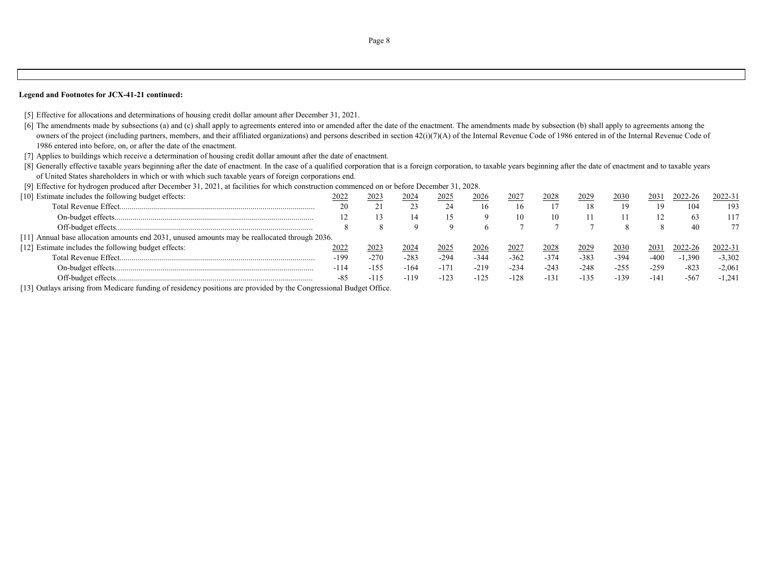**Legend and Footnotes for JCX-41-21 continued:**

[5] Effective for allocations and determinations of housing credit dollar amount after December 31, 2021.

[6] The amendments made by subsections (a) and (c) shall apply to agreements entered into or amended after the date of the enactment. The amendments made by subsection (b) shall apply to agreements among the owners of the project (including partners, members, and their affiliated organizations) and persons described in section 42(i)(7)(A) of the Internal Revenue Code of 1986 entered in of the Internal Revenue Code of 1986 entered into before, on, or after the date of the enactment.

[7] Applies to buildings which receive a determination of housing credit dollar amount after the date of enactment.

[8] Generally effective taxable years beginning after the date of enactment. In the case of a qualified corporation that is a foreign corporation, to taxable years beginning after the date of enactment and to taxable years of United States shareholders in which or with which such taxable years of foreign corporations end.

[9] Effective for hydrogen produced after December 31, 2021, at facilities for which construction commenced on or before December 31, 2028.

[10] Estimate includes the following budget effects:

| | 2022 | 2023 | 2024 | 2025 | 2026 | 2027 | 2028 | 2029 | 2030 | 2031 | 2022-26 | 2022-31 |
|---|---|---|---|---|---|---|---|---|---|---|---|---|
| Total Revenue Effect | 20 | 21 | 23 | 24 | 16 | 16 | 17 | 18 | 19 | 19 | 104 | 193 |
| On-budget effects | 12 | 13 | 14 | 15 | 9 | 10 | 10 | 11 | 11 | 12 | 63 | 117 |
| Off-budget effects | 8 | 8 | 9 | 9 | 6 | 7 | 7 | 7 | 8 | 8 | 40 | 77 |

[11] Annual base allocation amounts end 2031, unused amounts may be reallocated through 2036.

[12] Estimate includes the following budget effects:

| | 2022 | 2023 | 2024 | 2025 | 2026 | 2027 | 2028 | 2029 | 2030 | 2031 | 2022-26 | 2022-31 |
|---|---|---|---|---|---|---|---|---|---|---|---|---|
| Total Revenue Effect | -199 | -270 | -283 | -294 | -344 | -362 | -374 | -383 | -394 | -400 | -1,390 | -3,302 |
| On-budget effects | -114 | -155 | -164 | -171 | -219 | -234 | -243 | -248 | -255 | -259 | -823 | -2,061 |
| Off-budget effects | -85 | -115 | -119 | -123 | -125 | -128 | -131 | -135 | -139 | -141 | -567 | -1,241 |

[13] Outlays arising from Medicare funding of residency positions are provided by the Congressional Budget Office.